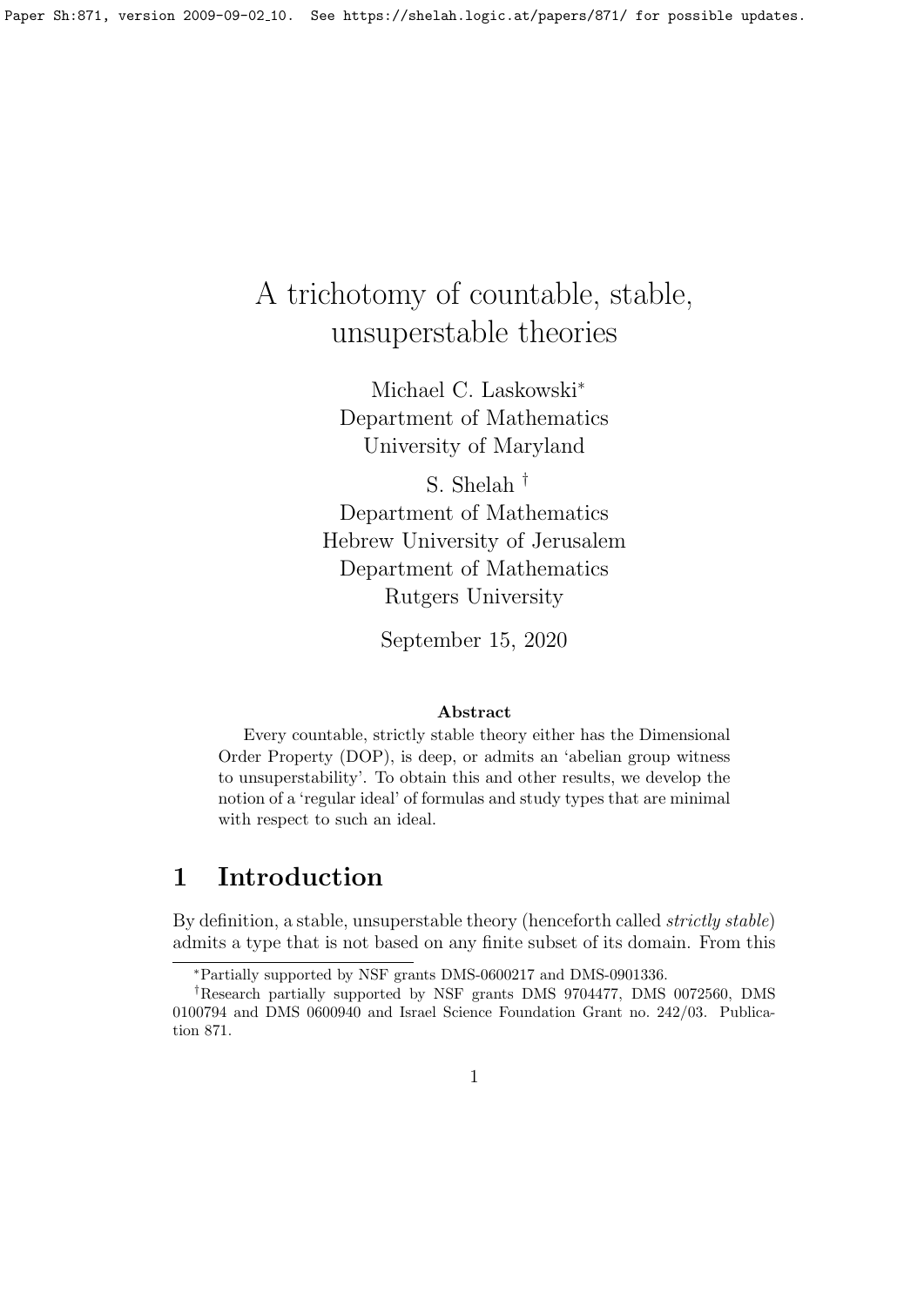# A trichotomy of countable, stable, unsuperstable theories

Michael C. Laskowski[*]
Department of Mathematics
University of Maryland

S. Shelah[†]
Department of Mathematics
Hebrew University of Jerusalem
Department of Mathematics
Rutgers University

September 15, 2020

### Abstract

Every countable, strictly stable theory either has the Dimensional Order Property (DOP), is deep, or admits an 'abelian group witness to unsuperstability'. To obtain this and other results, we develop the notion of a 'regular ideal' of formulas and study types that are minimal with respect to such an ideal.

## 1 Introduction

By definition, a stable, unsuperstable theory (henceforth called *strictly stable*) admits a type that is not based on any finite subset of its domain. From this

---

[*]Partially supported by NSF grants DMS-0600217 and DMS-0901336.

[†]Research partially supported by NSF grants DMS 9704477, DMS 0072560, DMS 0100794 and DMS 0600940 and Israel Science Foundation Grant no. 242/03. Publication 871.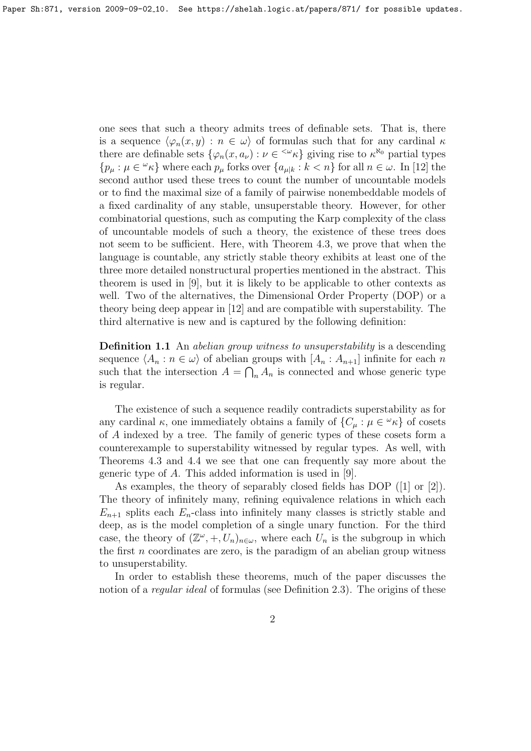one sees that such a theory admits trees of definable sets. That is, there is a sequence $\langle \varphi_n(x,y) : n \in \omega \rangle$ of formulas such that for any cardinal $\kappa$ there are definable sets $\{\varphi_n(x, a_\nu) : \nu \in {}^{<\omega}\kappa\}$ giving rise to $\kappa^{\aleph_0}$ partial types $\{p_\mu : \mu \in {}^{\omega}\kappa\}$ where each $p_\mu$ forks over $\{a_{\mu|k} : k < n\}$ for all $n \in \omega$. In [12] the second author used these trees to count the number of uncountable models or to find the maximal size of a family of pairwise nonembeddable models of a fixed cardinality of any stable, unsuperstable theory. However, for other combinatorial questions, such as computing the Karp complexity of the class of uncountable models of such a theory, the existence of these trees does not seem to be sufficient. Here, with Theorem 4.3, we prove that when the language is countable, any strictly stable theory exhibits at least one of the three more detailed nonstructural properties mentioned in the abstract. This theorem is used in [9], but it is likely to be applicable to other contexts as well. Two of the alternatives, the Dimensional Order Property (DOP) or a theory being deep appear in [12] and are compatible with superstability. The third alternative is new and is captured by the following definition:

**Definition 1.1** An *abelian group witness to unsuperstability* is a descending sequence $\langle A_n : n \in \omega \rangle$ of abelian groups with $[A_n : A_{n+1}]$ infinite for each $n$ such that the intersection $A = \bigcap_n A_n$ is connected and whose generic type is regular.

The existence of such a sequence readily contradicts superstability as for any cardinal $\kappa$, one immediately obtains a family of $\{C_\mu : \mu \in {}^{\omega}\kappa\}$ of cosets of $A$ indexed by a tree. The family of generic types of these cosets form a counterexample to superstability witnessed by regular types. As well, with Theorems 4.3 and 4.4 we see that one can frequently say more about the generic type of $A$. This added information is used in [9].

As examples, the theory of separably closed fields has DOP ([1] or [2]). The theory of infinitely many, refining equivalence relations in which each $E_{n+1}$ splits each $E_n$-class into infinitely many classes is strictly stable and deep, as is the model completion of a single unary function. For the third case, the theory of $(\mathbb{Z}^\omega, +, U_n)_{n\in\omega}$, where each $U_n$ is the subgroup in which the first $n$ coordinates are zero, is the paradigm of an abelian group witness to unsuperstability.

In order to establish these theorems, much of the paper discusses the notion of a *regular ideal* of formulas (see Definition 2.3). The origins of these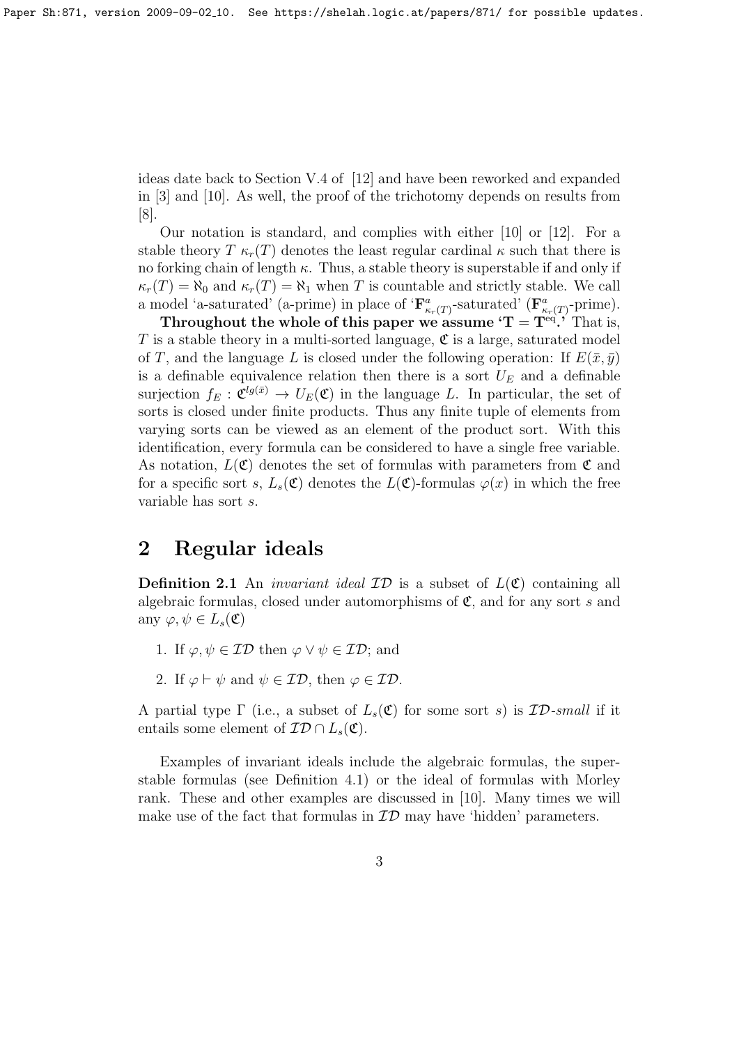ideas date back to Section V.4 of [12] and have been reworked and expanded in [3] and [10]. As well, the proof of the trichotomy depends on results from [8].

Our notation is standard, and complies with either [10] or [12]. For a stable theory $T$ $\kappa_r(T)$ denotes the least regular cardinal $\kappa$ such that there is no forking chain of length $\kappa$. Thus, a stable theory is superstable if and only if $\kappa_r(T) = \aleph_0$ and $\kappa_r(T) = \aleph_1$ when $T$ is countable and strictly stable. We call a model 'a-saturated' (a-prime) in place of '$\mathbf{F}^a_{\kappa_r(T)}$-saturated' ($\mathbf{F}^a_{\kappa_r(T)}$-prime).

**Throughout the whole of this paper we assume '$\mathbf{T} = \mathbf{T}^{\mathrm{eq}}$.'** That is, $T$ is a stable theory in a multi-sorted language, $\mathfrak{C}$ is a large, saturated model of $T$, and the language $L$ is closed under the following operation: If $E(\bar{x}, \bar{y})$ is a definable equivalence relation then there is a sort $U_E$ and a definable surjection $f_E : \mathfrak{C}^{lg(\bar{x})} \to U_E(\mathfrak{C})$ in the language $L$. In particular, the set of sorts is closed under finite products. Thus any finite tuple of elements from varying sorts can be viewed as an element of the product sort. With this identification, every formula can be considered to have a single free variable. As notation, $L(\mathfrak{C})$ denotes the set of formulas with parameters from $\mathfrak{C}$ and for a specific sort $s$, $L_s(\mathfrak{C})$ denotes the $L(\mathfrak{C})$-formulas $\varphi(x)$ in which the free variable has sort $s$.

## 2 Regular ideals

**Definition 2.1** An *invariant ideal* $\mathcal{ID}$ is a subset of $L(\mathfrak{C})$ containing all algebraic formulas, closed under automorphisms of $\mathfrak{C}$, and for any sort $s$ and any $\varphi, \psi \in L_s(\mathfrak{C})$

1. If $\varphi, \psi \in \mathcal{ID}$ then $\varphi \vee \psi \in \mathcal{ID}$; and
2. If $\varphi \vdash \psi$ and $\psi \in \mathcal{ID}$, then $\varphi \in \mathcal{ID}$.

A partial type $\Gamma$ (i.e., a subset of $L_s(\mathfrak{C})$ for some sort $s$) is $\mathcal{ID}$-*small* if it entails some element of $\mathcal{ID} \cap L_s(\mathfrak{C})$.

Examples of invariant ideals include the algebraic formulas, the superstable formulas (see Definition 4.1) or the ideal of formulas with Morley rank. These and other examples are discussed in [10]. Many times we will make use of the fact that formulas in $\mathcal{ID}$ may have 'hidden' parameters.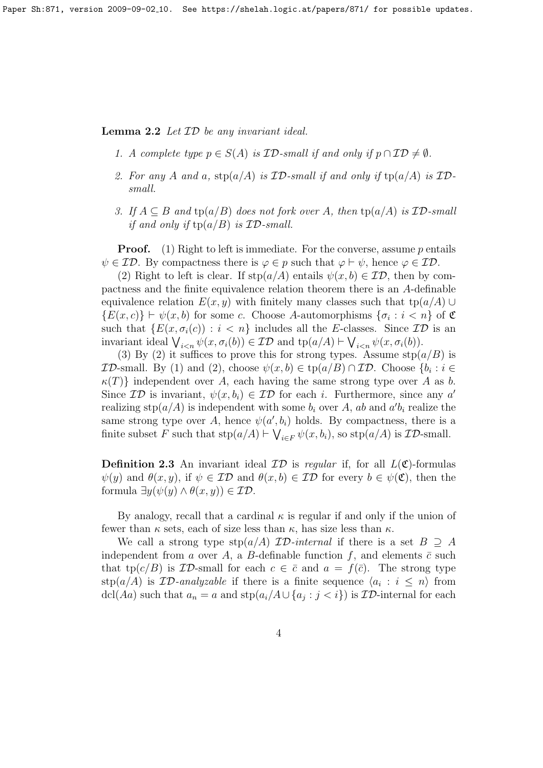**Lemma 2.2** *Let $\mathcal{ID}$ be any invariant ideal.*

1. *A complete type $p \in S(A)$ is $\mathcal{ID}$-small if and only if $p \cap \mathcal{ID} \neq \emptyset$.*
2. *For any $A$ and $a$, $\mathrm{stp}(a/A)$ is $\mathcal{ID}$-small if and only if $\mathrm{tp}(a/A)$ is $\mathcal{ID}$-small.*
3. *If $A \subseteq B$ and $\mathrm{tp}(a/B)$ does not fork over $A$, then $\mathrm{tp}(a/A)$ is $\mathcal{ID}$-small if and only if $\mathrm{tp}(a/B)$ is $\mathcal{ID}$-small.*

**Proof.** (1) Right to left is immediate. For the converse, assume $p$ entails $\psi \in \mathcal{ID}$. By compactness there is $\varphi \in p$ such that $\varphi \vdash \psi$, hence $\varphi \in \mathcal{ID}$.

(2) Right to left is clear. If $\mathrm{stp}(a/A)$ entails $\psi(x,b) \in \mathcal{ID}$, then by compactness and the finite equivalence relation theorem there is an $A$-definable equivalence relation $E(x,y)$ with finitely many classes such that $\mathrm{tp}(a/A) \cup \{E(x,c)\} \vdash \psi(x,b)$ for some $c$. Choose $A$-automorphisms $\{\sigma_i : i < n\}$ of $\mathfrak{C}$ such that $\{E(x,\sigma_i(c)) : i < n\}$ includes all the $E$-classes. Since $\mathcal{ID}$ is an invariant ideal $\bigvee_{i<n} \psi(x,\sigma_i(b)) \in \mathcal{ID}$ and $\mathrm{tp}(a/A) \vdash \bigvee_{i<n} \psi(x,\sigma_i(b))$.

(3) By (2) it suffices to prove this for strong types. Assume $\mathrm{stp}(a/B)$ is $\mathcal{ID}$-small. By (1) and (2), choose $\psi(x,b) \in \mathrm{tp}(a/B) \cap \mathcal{ID}$. Choose $\{b_i : i \in \kappa(T)\}$ independent over $A$, each having the same strong type over $A$ as $b$. Since $\mathcal{ID}$ is invariant, $\psi(x,b_i) \in \mathcal{ID}$ for each $i$. Furthermore, since any $a'$ realizing $\mathrm{stp}(a/A)$ is independent with some $b_i$ over $A$, $ab$ and $a'b_i$ realize the same strong type over $A$, hence $\psi(a',b_i)$ holds. By compactness, there is a finite subset $F$ such that $\mathrm{stp}(a/A) \vdash \bigvee_{i \in F} \psi(x,b_i)$, so $\mathrm{stp}(a/A)$ is $\mathcal{ID}$-small.

**Definition 2.3** An invariant ideal $\mathcal{ID}$ is *regular* if, for all $L(\mathfrak{C})$-formulas $\psi(y)$ and $\theta(x,y)$, if $\psi \in \mathcal{ID}$ and $\theta(x,b) \in \mathcal{ID}$ for every $b \in \psi(\mathfrak{C})$, then the formula $\exists y(\psi(y) \wedge \theta(x,y)) \in \mathcal{ID}$.

By analogy, recall that a cardinal $\kappa$ is regular if and only if the union of fewer than $\kappa$ sets, each of size less than $\kappa$, has size less than $\kappa$.

We call a strong type $\mathrm{stp}(a/A)$ $\mathcal{ID}$-*internal* if there is a set $B \supseteq A$ independent from $a$ over $A$, a $B$-definable function $f$, and elements $\bar{c}$ such that $\mathrm{tp}(c/B)$ is $\mathcal{ID}$-small for each $c \in \bar{c}$ and $a = f(\bar{c})$. The strong type $\mathrm{stp}(a/A)$ is $\mathcal{ID}$-*analyzable* if there is a finite sequence $\langle a_i : i \leq n \rangle$ from $\mathrm{dcl}(Aa)$ such that $a_n = a$ and $\mathrm{stp}(a_i/A \cup \{a_j : j < i\})$ is $\mathcal{ID}$-internal for each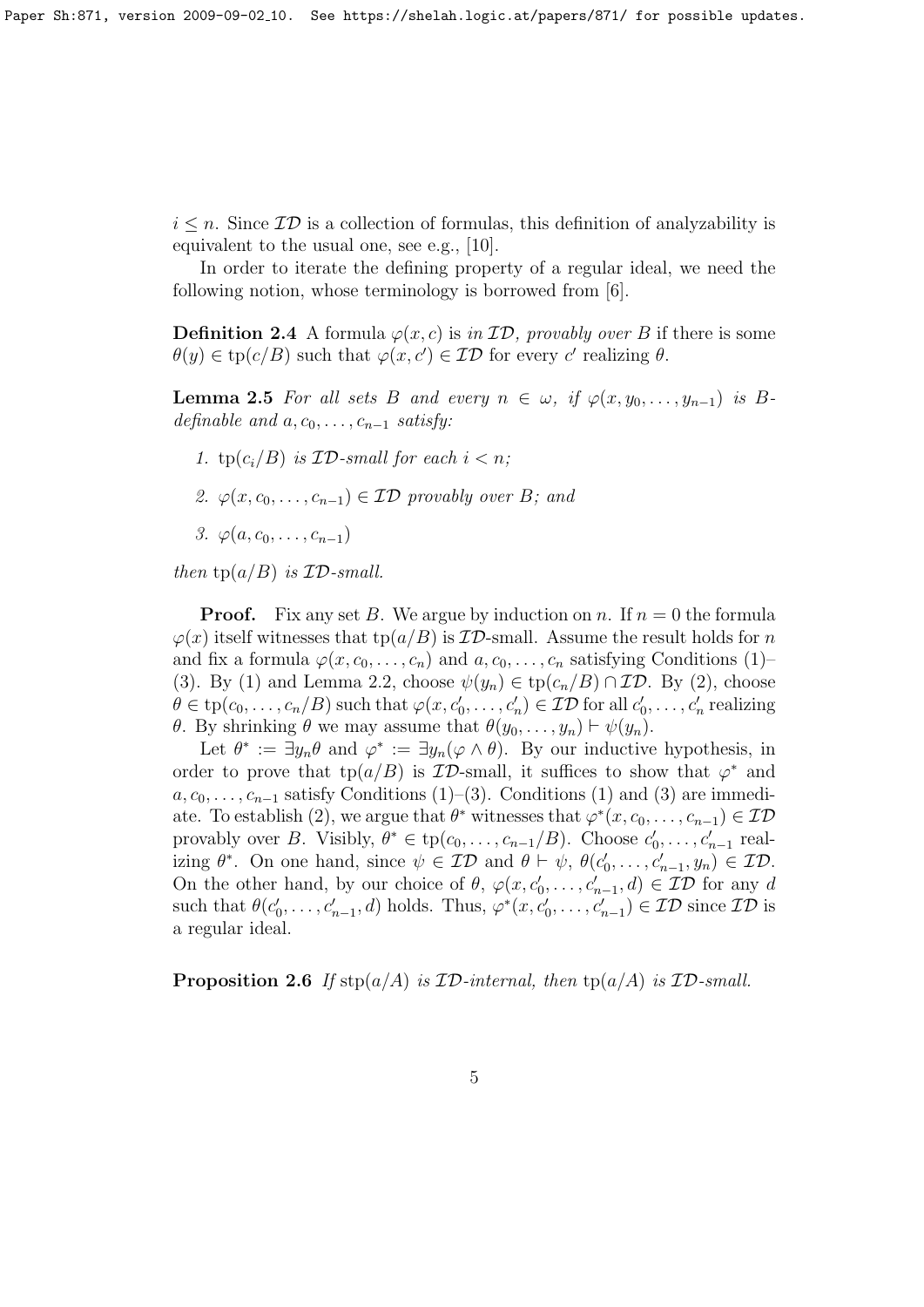$i \leq n$. Since $\mathcal{ID}$ is a collection of formulas, this definition of analyzability is equivalent to the usual one, see e.g., [10].

In order to iterate the defining property of a regular ideal, we need the following notion, whose terminology is borrowed from [6].

**Definition 2.4** A formula $\varphi(x, c)$ is *in $\mathcal{ID}$, provably over $B$* if there is some $\theta(y) \in \mathrm{tp}(c/B)$ such that $\varphi(x, c') \in \mathcal{ID}$ for every $c'$ realizing $\theta$.

**Lemma 2.5** *For all sets $B$ and every $n \in \omega$, if $\varphi(x, y_0, \ldots, y_{n-1})$ is $B$-definable and $a, c_0, \ldots, c_{n-1}$ satisfy:*

1. *$\mathrm{tp}(c_i/B)$ is $\mathcal{ID}$-small for each $i < n$;*
2. *$\varphi(x, c_0, \ldots, c_{n-1}) \in \mathcal{ID}$ provably over $B$; and*
3. *$\varphi(a, c_0, \ldots, c_{n-1})$*

*then $\mathrm{tp}(a/B)$ is $\mathcal{ID}$-small.*

**Proof.** Fix any set $B$. We argue by induction on $n$. If $n = 0$ the formula $\varphi(x)$ itself witnesses that $\mathrm{tp}(a/B)$ is $\mathcal{ID}$-small. Assume the result holds for $n$ and fix a formula $\varphi(x, c_0, \ldots, c_n)$ and $a, c_0, \ldots, c_n$ satisfying Conditions (1)–(3). By (1) and Lemma 2.2, choose $\psi(y_n) \in \mathrm{tp}(c_n/B) \cap \mathcal{ID}$. By (2), choose $\theta \in \mathrm{tp}(c_0, \ldots, c_n/B)$ such that $\varphi(x, c_0', \ldots, c_n') \in \mathcal{ID}$ for all $c_0', \ldots, c_n'$ realizing $\theta$. By shrinking $\theta$ we may assume that $\theta(y_0, \ldots, y_n) \vdash \psi(y_n)$.

Let $\theta^* := \exists y_n \theta$ and $\varphi^* := \exists y_n(\varphi \wedge \theta)$. By our inductive hypothesis, in order to prove that $\mathrm{tp}(a/B)$ is $\mathcal{ID}$-small, it suffices to show that $\varphi^*$ and $a, c_0, \ldots, c_{n-1}$ satisfy Conditions (1)–(3). Conditions (1) and (3) are immediate. To establish (2), we argue that $\theta^*$ witnesses that $\varphi^*(x, c_0, \ldots, c_{n-1}) \in \mathcal{ID}$ provably over $B$. Visibly, $\theta^* \in \mathrm{tp}(c_0, \ldots, c_{n-1}/B)$. Choose $c_0', \ldots, c_{n-1}'$ realizing $\theta^*$. On one hand, since $\psi \in \mathcal{ID}$ and $\theta \vdash \psi$, $\theta(c_0', \ldots, c_{n-1}', y_n) \in \mathcal{ID}$. On the other hand, by our choice of $\theta$, $\varphi(x, c_0', \ldots, c_{n-1}', d) \in \mathcal{ID}$ for any $d$ such that $\theta(c_0', \ldots, c_{n-1}', d)$ holds. Thus, $\varphi^*(x, c_0', \ldots, c_{n-1}') \in \mathcal{ID}$ since $\mathcal{ID}$ is a regular ideal.

**Proposition 2.6** *If $\mathrm{stp}(a/A)$ is $\mathcal{ID}$-internal, then $\mathrm{tp}(a/A)$ is $\mathcal{ID}$-small.*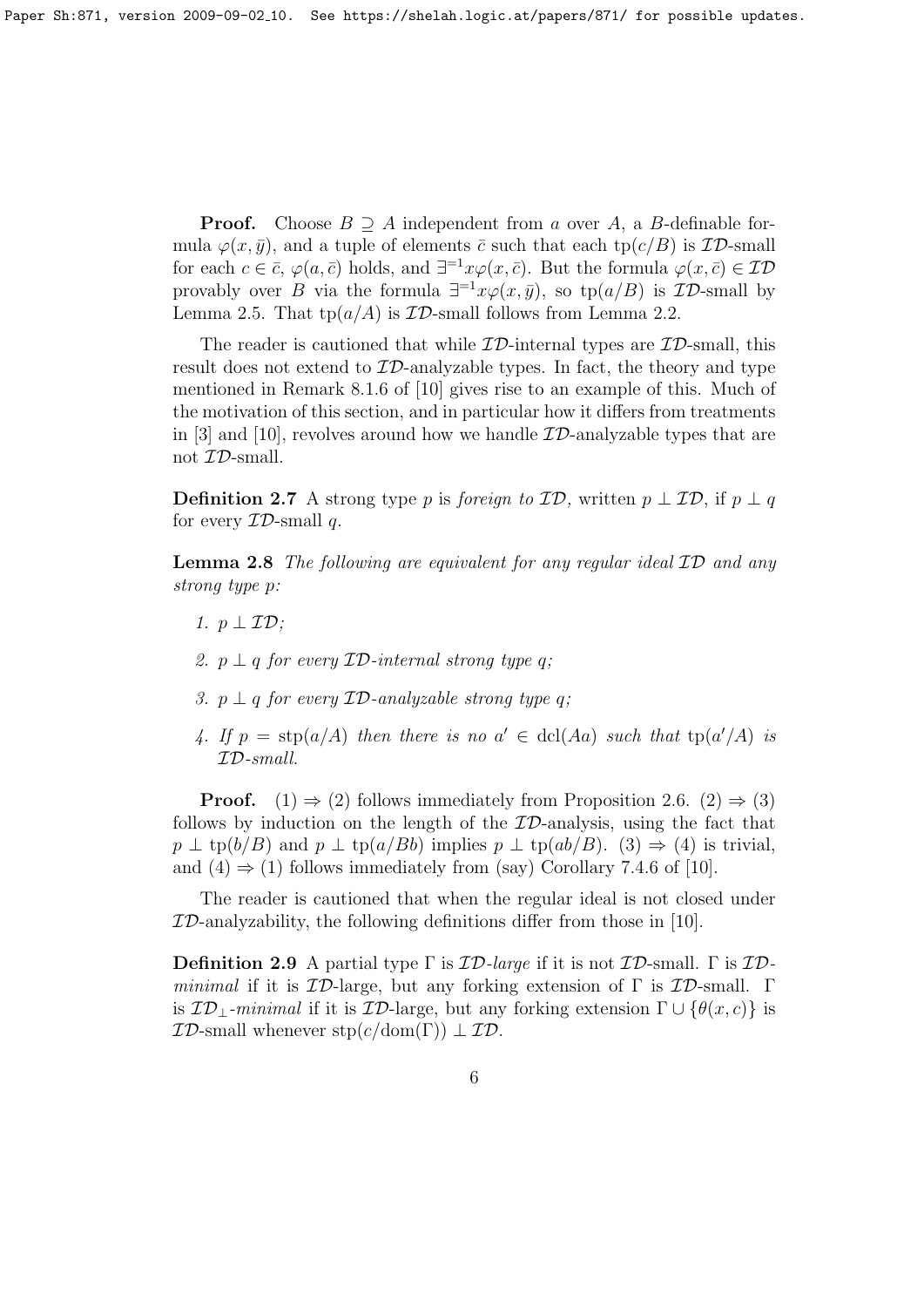**Proof.** Choose $B \supseteq A$ independent from $a$ over $A$, a $B$-definable formula $\varphi(x, \bar{y})$, and a tuple of elements $\bar{c}$ such that each $\mathrm{tp}(c/B)$ is $\mathcal{ID}$-small for each $c \in \bar{c}$, $\varphi(a, \bar{c})$ holds, and $\exists^{=1} x \varphi(x, \bar{c})$. But the formula $\varphi(x, \bar{c}) \in \mathcal{ID}$ provably over $B$ via the formula $\exists^{=1} x \varphi(x, \bar{y})$, so $\mathrm{tp}(a/B)$ is $\mathcal{ID}$-small by Lemma 2.5. That $\mathrm{tp}(a/A)$ is $\mathcal{ID}$-small follows from Lemma 2.2.

The reader is cautioned that while $\mathcal{ID}$-internal types are $\mathcal{ID}$-small, this result does not extend to $\mathcal{ID}$-analyzable types. In fact, the theory and type mentioned in Remark 8.1.6 of [10] gives rise to an example of this. Much of the motivation of this section, and in particular how it differs from treatments in [3] and [10], revolves around how we handle $\mathcal{ID}$-analyzable types that are not $\mathcal{ID}$-small.

**Definition 2.7** A strong type $p$ is *foreign to $\mathcal{ID}$*, written $p \perp \mathcal{ID}$, if $p \perp q$ for every $\mathcal{ID}$-small $q$.

**Lemma 2.8** *The following are equivalent for any regular ideal $\mathcal{ID}$ and any strong type $p$:*

1. *$p \perp \mathcal{ID}$;*
2. *$p \perp q$ for every $\mathcal{ID}$-internal strong type $q$;*
3. *$p \perp q$ for every $\mathcal{ID}$-analyzable strong type $q$;*
4. *If $p = \mathrm{stp}(a/A)$ then there is no $a' \in \mathrm{dcl}(Aa)$ such that $\mathrm{tp}(a'/A)$ is $\mathcal{ID}$-small.*

**Proof.** (1) $\Rightarrow$ (2) follows immediately from Proposition 2.6. (2) $\Rightarrow$ (3) follows by induction on the length of the $\mathcal{ID}$-analysis, using the fact that $p \perp \mathrm{tp}(b/B)$ and $p \perp \mathrm{tp}(a/Bb)$ implies $p \perp \mathrm{tp}(ab/B)$. (3) $\Rightarrow$ (4) is trivial, and (4) $\Rightarrow$ (1) follows immediately from (say) Corollary 7.4.6 of [10].

The reader is cautioned that when the regular ideal is not closed under $\mathcal{ID}$-analyzability, the following definitions differ from those in [10].

**Definition 2.9** A partial type $\Gamma$ is *$\mathcal{ID}$-large* if it is not $\mathcal{ID}$-small. $\Gamma$ is *$\mathcal{ID}$-minimal* if it is $\mathcal{ID}$-large, but any forking extension of $\Gamma$ is $\mathcal{ID}$-small. $\Gamma$ is *$\mathcal{ID}_\perp$-minimal* if it is $\mathcal{ID}$-large, but any forking extension $\Gamma \cup \{\theta(x, c)\}$ is $\mathcal{ID}$-small whenever $\mathrm{stp}(c/\mathrm{dom}(\Gamma)) \perp \mathcal{ID}$.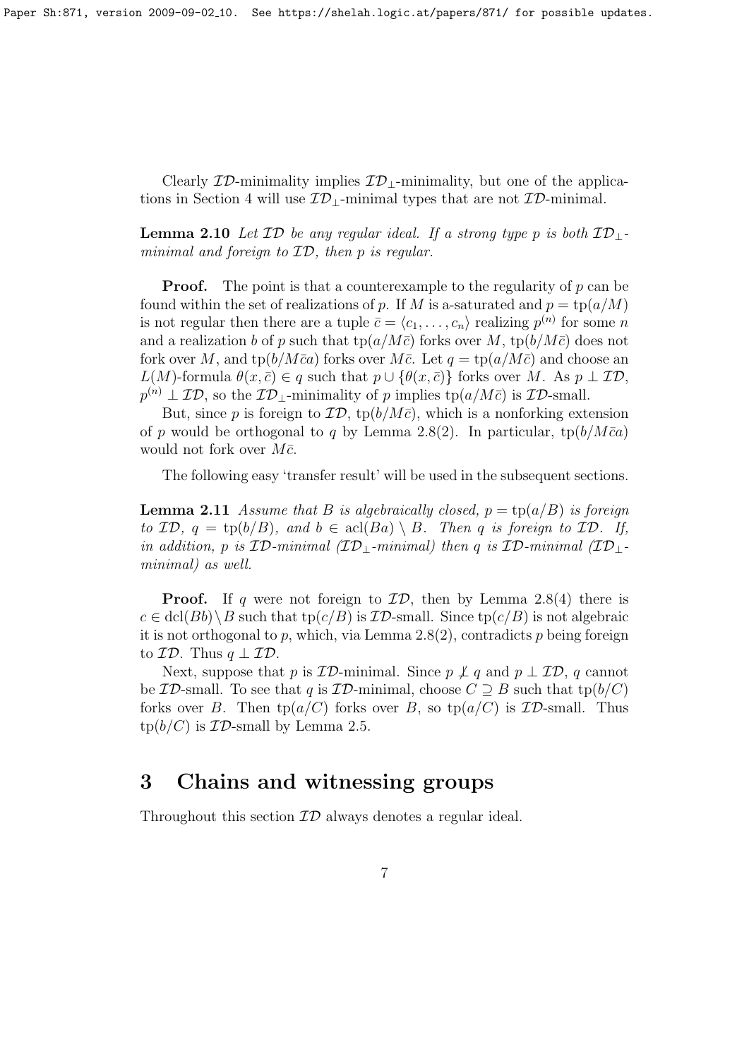Clearly $\mathcal{ID}$-minimality implies $\mathcal{ID}_\perp$-minimality, but one of the applications in Section 4 will use $\mathcal{ID}_\perp$-minimal types that are not $\mathcal{ID}$-minimal.

**Lemma 2.10** *Let $\mathcal{ID}$ be any regular ideal. If a strong type $p$ is both $\mathcal{ID}_\perp$-minimal and foreign to $\mathcal{ID}$, then $p$ is regular.*

**Proof.** The point is that a counterexample to the regularity of $p$ can be found within the set of realizations of $p$. If $M$ is a-saturated and $p = \text{tp}(a/M)$ is not regular then there are a tuple $\bar{c} = \langle c_1, \ldots, c_n \rangle$ realizing $p^{(n)}$ for some $n$ and a realization $b$ of $p$ such that $\text{tp}(a/M\bar{c})$ forks over $M$, $\text{tp}(b/M\bar{c})$ does not fork over $M$, and $\text{tp}(b/M\bar{c}a)$ forks over $M\bar{c}$. Let $q = \text{tp}(a/M\bar{c})$ and choose an $L(M)$-formula $\theta(x, \bar{c}) \in q$ such that $p \cup \{\theta(x, \bar{c})\}$ forks over $M$. As $p \perp \mathcal{ID}$, $p^{(n)} \perp \mathcal{ID}$, so the $\mathcal{ID}_\perp$-minimality of $p$ implies $\text{tp}(a/M\bar{c})$ is $\mathcal{ID}$-small.

But, since $p$ is foreign to $\mathcal{ID}$, $\text{tp}(b/M\bar{c})$, which is a nonforking extension of $p$ would be orthogonal to $q$ by Lemma 2.8(2). In particular, $\text{tp}(b/M\bar{c}a)$ would not fork over $M\bar{c}$.

The following easy 'transfer result' will be used in the subsequent sections.

**Lemma 2.11** *Assume that $B$ is algebraically closed, $p = \text{tp}(a/B)$ is foreign to $\mathcal{ID}$, $q = \text{tp}(b/B)$, and $b \in \text{acl}(Ba) \setminus B$. Then $q$ is foreign to $\mathcal{ID}$. If, in addition, $p$ is $\mathcal{ID}$-minimal ($\mathcal{ID}_\perp$-minimal) then $q$ is $\mathcal{ID}$-minimal ($\mathcal{ID}_\perp$-minimal) as well.*

**Proof.** If $q$ were not foreign to $\mathcal{ID}$, then by Lemma 2.8(4) there is $c \in \text{dcl}(Bb) \setminus B$ such that $\text{tp}(c/B)$ is $\mathcal{ID}$-small. Since $\text{tp}(c/B)$ is not algebraic it is not orthogonal to $p$, which, via Lemma 2.8(2), contradicts $p$ being foreign to $\mathcal{ID}$. Thus $q \perp \mathcal{ID}$.

Next, suppose that $p$ is $\mathcal{ID}$-minimal. Since $p \not\perp q$ and $p \perp \mathcal{ID}$, $q$ cannot be $\mathcal{ID}$-small. To see that $q$ is $\mathcal{ID}$-minimal, choose $C \supseteq B$ such that $\text{tp}(b/C)$ forks over $B$. Then $\text{tp}(a/C)$ forks over $B$, so $\text{tp}(a/C)$ is $\mathcal{ID}$-small. Thus $\text{tp}(b/C)$ is $\mathcal{ID}$-small by Lemma 2.5.

# 3 Chains and witnessing groups

Throughout this section $\mathcal{ID}$ always denotes a regular ideal.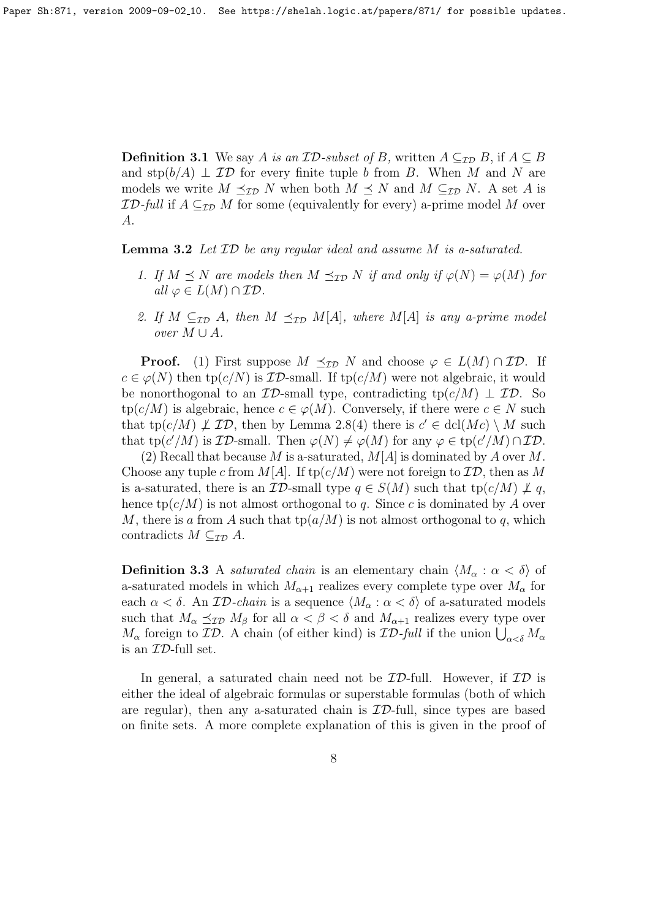**Definition 3.1** We say $A$ *is an $\mathcal{ID}$-subset of $B$,* written $A \subseteq_{\mathcal{ID}} B$, if $A \subseteq B$ and $\text{stp}(b/A) \perp \mathcal{ID}$ for every finite tuple $b$ from $B$. When $M$ and $N$ are models we write $M \preceq_{\mathcal{ID}} N$ when both $M \preceq N$ and $M \subseteq_{\mathcal{ID}} N$. A set $A$ is *$\mathcal{ID}$-full* if $A \subseteq_{\mathcal{ID}} M$ for some (equivalently for every) a-prime model $M$ over $A$.

**Lemma 3.2** *Let $\mathcal{ID}$ be any regular ideal and assume $M$ is a-saturated.*

1. *If $M \preceq N$ are models then $M \preceq_{\mathcal{ID}} N$ if and only if $\varphi(N) = \varphi(M)$ for all $\varphi \in L(M) \cap \mathcal{ID}$.*
2. *If $M \subseteq_{\mathcal{ID}} A$, then $M \preceq_{\mathcal{ID}} M[A]$, where $M[A]$ is any a-prime model over $M \cup A$.*

**Proof.** (1) First suppose $M \preceq_{\mathcal{ID}} N$ and choose $\varphi \in L(M) \cap \mathcal{ID}$. If $c \in \varphi(N)$ then $\text{tp}(c/N)$ is $\mathcal{ID}$-small. If $\text{tp}(c/M)$ were not algebraic, it would be nonorthogonal to an $\mathcal{ID}$-small type, contradicting $\text{tp}(c/M) \perp \mathcal{ID}$. So $\text{tp}(c/M)$ is algebraic, hence $c \in \varphi(M)$. Conversely, if there were $c \in N$ such that $\text{tp}(c/M) \not\perp \mathcal{ID}$, then by Lemma 2.8(4) there is $c' \in \text{dcl}(Mc) \setminus M$ such that $\text{tp}(c'/M)$ is $\mathcal{ID}$-small. Then $\varphi(N) \neq \varphi(M)$ for any $\varphi \in \text{tp}(c'/M) \cap \mathcal{ID}$.

(2) Recall that because $M$ is a-saturated, $M[A]$ is dominated by $A$ over $M$. Choose any tuple $c$ from $M[A]$. If $\text{tp}(c/M)$ were not foreign to $\mathcal{ID}$, then as $M$ is a-saturated, there is an $\mathcal{ID}$-small type $q \in S(M)$ such that $\text{tp}(c/M) \not\perp q$, hence $\text{tp}(c/M)$ is not almost orthogonal to $q$. Since $c$ is dominated by $A$ over $M$, there is $a$ from $A$ such that $\text{tp}(a/M)$ is not almost orthogonal to $q$, which contradicts $M \subseteq_{\mathcal{ID}} A$.

**Definition 3.3** A *saturated chain* is an elementary chain $\langle M_\alpha : \alpha < \delta \rangle$ of a-saturated models in which $M_{\alpha+1}$ realizes every complete type over $M_\alpha$ for each $\alpha < \delta$. An *$\mathcal{ID}$-chain* is a sequence $\langle M_\alpha : \alpha < \delta \rangle$ of a-saturated models such that $M_\alpha \preceq_{\mathcal{ID}} M_\beta$ for all $\alpha < \beta < \delta$ and $M_{\alpha+1}$ realizes every type over $M_\alpha$ foreign to $\mathcal{ID}$. A chain (of either kind) is *$\mathcal{ID}$-full* if the union $\bigcup_{\alpha<\delta} M_\alpha$ is an $\mathcal{ID}$-full set.

In general, a saturated chain need not be $\mathcal{ID}$-full. However, if $\mathcal{ID}$ is either the ideal of algebraic formulas or superstable formulas (both of which are regular), then any a-saturated chain is $\mathcal{ID}$-full, since types are based on finite sets. A more complete explanation of this is given in the proof of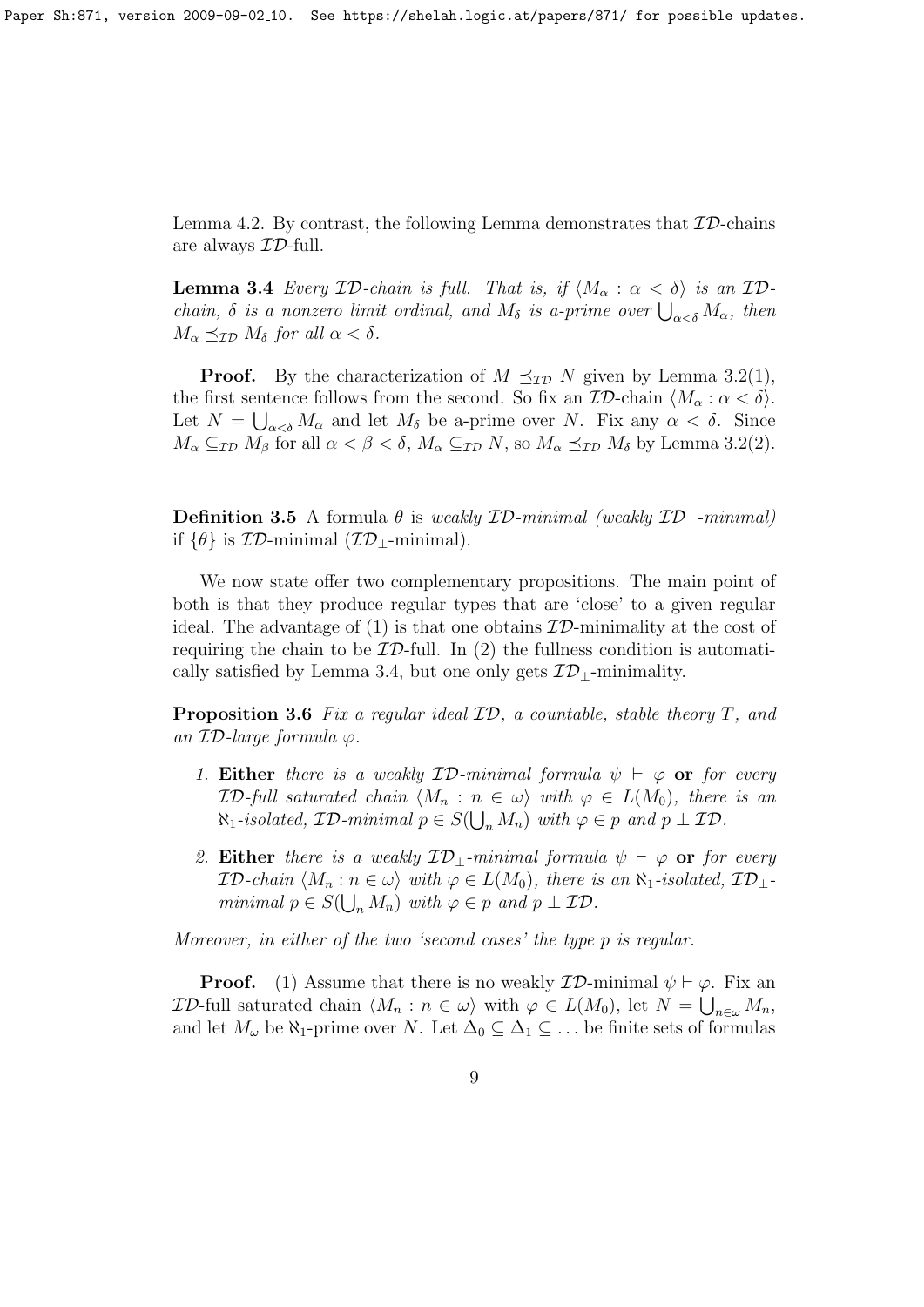Lemma 4.2. By contrast, the following Lemma demonstrates that $\mathcal{ID}$-chains are always $\mathcal{ID}$-full.

**Lemma 3.4** *Every $\mathcal{ID}$-chain is full. That is, if $\langle M_\alpha : \alpha < \delta \rangle$ is an $\mathcal{ID}$-chain, $\delta$ is a nonzero limit ordinal, and $M_\delta$ is a-prime over $\bigcup_{\alpha<\delta} M_\alpha$, then $M_\alpha \preceq_{\mathcal{ID}} M_\delta$ for all $\alpha < \delta$.*

**Proof.** By the characterization of $M \preceq_{\mathcal{ID}} N$ given by Lemma 3.2(1), the first sentence follows from the second. So fix an $\mathcal{ID}$-chain $\langle M_\alpha : \alpha < \delta \rangle$. Let $N = \bigcup_{\alpha<\delta} M_\alpha$ and let $M_\delta$ be a-prime over $N$. Fix any $\alpha < \delta$. Since $M_\alpha \subseteq_{\mathcal{ID}} M_\beta$ for all $\alpha < \beta < \delta$, $M_\alpha \subseteq_{\mathcal{ID}} N$, so $M_\alpha \preceq_{\mathcal{ID}} M_\delta$ by Lemma 3.2(2).

**Definition 3.5** A formula $\theta$ is *weakly $\mathcal{ID}$-minimal (weakly $\mathcal{ID}_\perp$-minimal)* if $\{\theta\}$ is $\mathcal{ID}$-minimal ($\mathcal{ID}_\perp$-minimal).

We now state offer two complementary propositions. The main point of both is that they produce regular types that are 'close' to a given regular ideal. The advantage of (1) is that one obtains $\mathcal{ID}$-minimality at the cost of requiring the chain to be $\mathcal{ID}$-full. In (2) the fullness condition is automatically satisfied by Lemma 3.4, but one only gets $\mathcal{ID}_\perp$-minimality.

**Proposition 3.6** *Fix a regular ideal $\mathcal{ID}$, a countable, stable theory $T$, and an $\mathcal{ID}$-large formula $\varphi$.*

1. ***Either** there is a weakly $\mathcal{ID}$-minimal formula $\psi \vdash \varphi$ **or** for every $\mathcal{ID}$-full saturated chain $\langle M_n : n \in \omega \rangle$ with $\varphi \in L(M_0)$, there is an $\aleph_1$-isolated, $\mathcal{ID}$-minimal $p \in S(\bigcup_n M_n)$ with $\varphi \in p$ and $p \perp \mathcal{ID}$.*
2. ***Either** there is a weakly $\mathcal{ID}_\perp$-minimal formula $\psi \vdash \varphi$ **or** for every $\mathcal{ID}$-chain $\langle M_n : n \in \omega \rangle$ with $\varphi \in L(M_0)$, there is an $\aleph_1$-isolated, $\mathcal{ID}_\perp$-minimal $p \in S(\bigcup_n M_n)$ with $\varphi \in p$ and $p \perp \mathcal{ID}$.*

*Moreover, in either of the two 'second cases' the type $p$ is regular.*

**Proof.** (1) Assume that there is no weakly $\mathcal{ID}$-minimal $\psi \vdash \varphi$. Fix an $\mathcal{ID}$-full saturated chain $\langle M_n : n \in \omega \rangle$ with $\varphi \in L(M_0)$, let $N = \bigcup_{n\in\omega} M_n$, and let $M_\omega$ be $\aleph_1$-prime over $N$. Let $\Delta_0 \subseteq \Delta_1 \subseteq \ldots$ be finite sets of formulas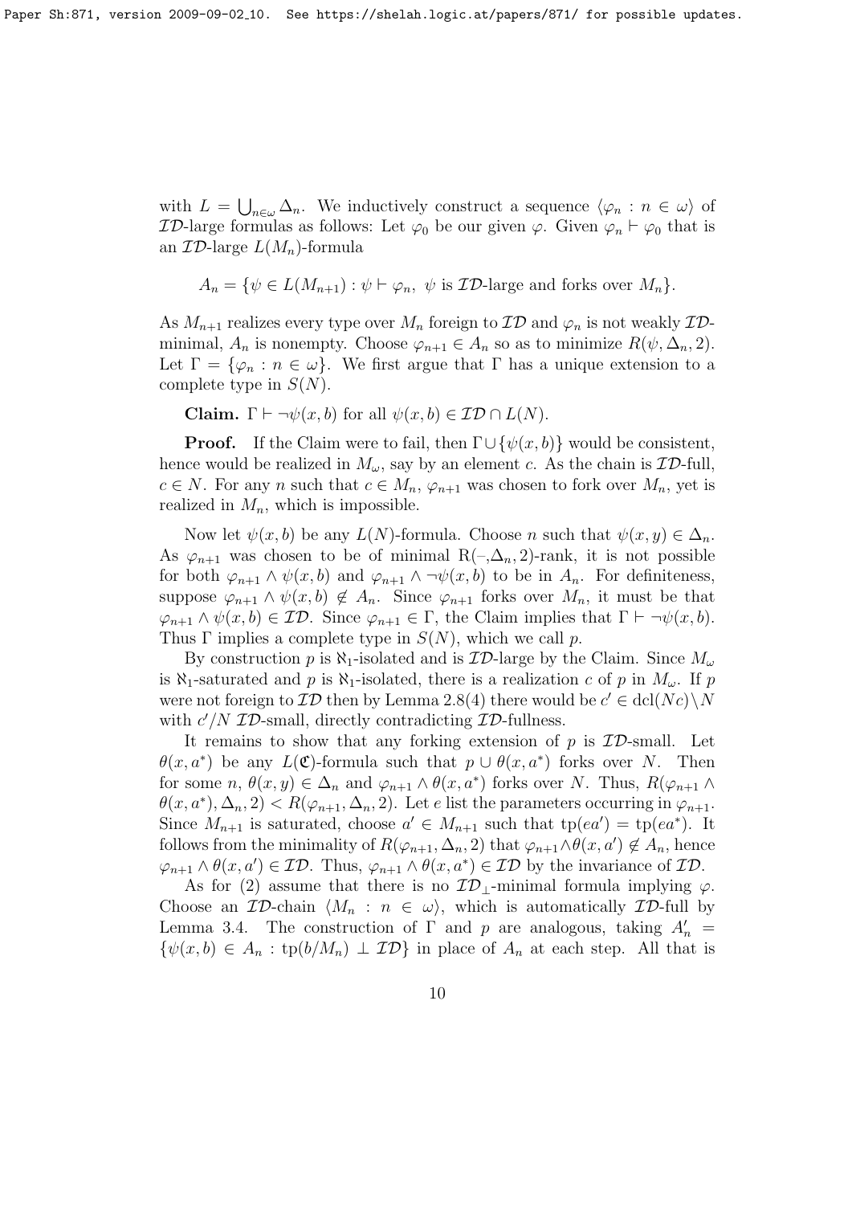with $L = \bigcup_{n \in \omega} \Delta_n$. We inductively construct a sequence $\langle \varphi_n : n \in \omega \rangle$ of $\mathcal{ID}$-large formulas as follows: Let $\varphi_0$ be our given $\varphi$. Given $\varphi_n \vdash \varphi_0$ that is an $\mathcal{ID}$-large $L(M_n)$-formula

$$A_n = \{\psi \in L(M_{n+1}) : \psi \vdash \varphi_n,\ \psi \text{ is } \mathcal{ID}\text{-large and forks over } M_n\}.$$

As $M_{n+1}$ realizes every type over $M_n$ foreign to $\mathcal{ID}$ and $\varphi_n$ is not weakly $\mathcal{ID}$-minimal, $A_n$ is nonempty. Choose $\varphi_{n+1} \in A_n$ so as to minimize $R(\psi, \Delta_n, 2)$. Let $\Gamma = \{\varphi_n : n \in \omega\}$. We first argue that $\Gamma$ has a unique extension to a complete type in $S(N)$.

**Claim.** $\Gamma \vdash \neg\psi(x, b)$ for all $\psi(x, b) \in \mathcal{ID} \cap L(N)$.

**Proof.** If the Claim were to fail, then $\Gamma \cup \{\psi(x, b)\}$ would be consistent, hence would be realized in $M_\omega$, say by an element $c$. As the chain is $\mathcal{ID}$-full, $c \in N$. For any $n$ such that $c \in M_n$, $\varphi_{n+1}$ was chosen to fork over $M_n$, yet is realized in $M_n$, which is impossible.

Now let $\psi(x, b)$ be any $L(N)$-formula. Choose $n$ such that $\psi(x, y) \in \Delta_n$. As $\varphi_{n+1}$ was chosen to be of minimal $\mathrm{R}(-, \Delta_n, 2)$-rank, it is not possible for both $\varphi_{n+1} \wedge \psi(x, b)$ and $\varphi_{n+1} \wedge \neg\psi(x, b)$ to be in $A_n$. For definiteness, suppose $\varphi_{n+1} \wedge \psi(x, b) \notin A_n$. Since $\varphi_{n+1}$ forks over $M_n$, it must be that $\varphi_{n+1} \wedge \psi(x, b) \in \mathcal{ID}$. Since $\varphi_{n+1} \in \Gamma$, the Claim implies that $\Gamma \vdash \neg\psi(x, b)$. Thus $\Gamma$ implies a complete type in $S(N)$, which we call $p$.

By construction $p$ is $\aleph_1$-isolated and is $\mathcal{ID}$-large by the Claim. Since $M_\omega$ is $\aleph_1$-saturated and $p$ is $\aleph_1$-isolated, there is a realization $c$ of $p$ in $M_\omega$. If $p$ were not foreign to $\mathcal{ID}$ then by Lemma 2.8(4) there would be $c' \in \mathrm{dcl}(Nc) \setminus N$ with $c'/N$ $\mathcal{ID}$-small, directly contradicting $\mathcal{ID}$-fullness.

It remains to show that any forking extension of $p$ is $\mathcal{ID}$-small. Let $\theta(x, a^*)$ be any $L(\mathfrak{C})$-formula such that $p \cup \theta(x, a^*)$ forks over $N$. Then for some $n$, $\theta(x, y) \in \Delta_n$ and $\varphi_{n+1} \wedge \theta(x, a^*)$ forks over $N$. Thus, $R(\varphi_{n+1} \wedge \theta(x, a^*), \Delta_n, 2) < R(\varphi_{n+1}, \Delta_n, 2)$. Let $e$ list the parameters occurring in $\varphi_{n+1}$. Since $M_{n+1}$ is saturated, choose $a' \in M_{n+1}$ such that $\mathrm{tp}(ea') = \mathrm{tp}(ea^*)$. It follows from the minimality of $R(\varphi_{n+1}, \Delta_n, 2)$ that $\varphi_{n+1} \wedge \theta(x, a') \notin A_n$, hence $\varphi_{n+1} \wedge \theta(x, a') \in \mathcal{ID}$. Thus, $\varphi_{n+1} \wedge \theta(x, a^*) \in \mathcal{ID}$ by the invariance of $\mathcal{ID}$.

As for (2) assume that there is no $\mathcal{ID}_\perp$-minimal formula implying $\varphi$. Choose an $\mathcal{ID}$-chain $\langle M_n : n \in \omega \rangle$, which is automatically $\mathcal{ID}$-full by Lemma 3.4. The construction of $\Gamma$ and $p$ are analogous, taking $A'_n = \{\psi(x, b) \in A_n : \mathrm{tp}(b/M_n) \perp \mathcal{ID}\}$ in place of $A_n$ at each step. All that is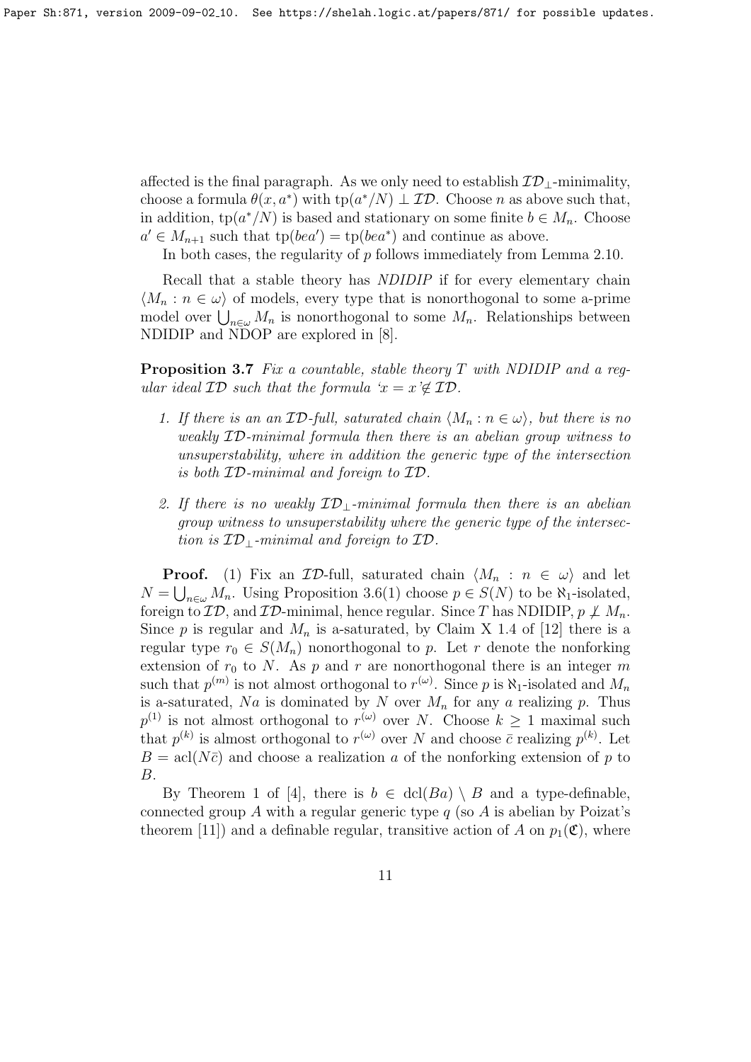affected is the final paragraph. As we only need to establish $\mathcal{ID}_\perp$-minimality, choose a formula $\theta(x, a^*)$ with $\text{tp}(a^*/N) \perp \mathcal{ID}$. Choose $n$ as above such that, in addition, $\text{tp}(a^*/N)$ is based and stationary on some finite $b \in M_n$. Choose $a' \in M_{n+1}$ such that $\text{tp}(bea') = \text{tp}(bea^*)$ and continue as above.

In both cases, the regularity of $p$ follows immediately from Lemma 2.10.

Recall that a stable theory has *NDIDIP* if for every elementary chain $\langle M_n : n \in \omega \rangle$ of models, every type that is nonorthogonal to some a-prime model over $\bigcup_{n\in\omega} M_n$ is nonorthogonal to some $M_n$. Relationships between NDIDIP and NDOP are explored in [8].

**Proposition 3.7** *Fix a countable, stable theory $T$ with NDIDIP and a regular ideal $\mathcal{ID}$ such that the formula '$x = x$'$\notin \mathcal{ID}$.*

1. *If there is an an $\mathcal{ID}$-full, saturated chain $\langle M_n : n \in \omega \rangle$, but there is no weakly $\mathcal{ID}$-minimal formula then there is an abelian group witness to unsuperstability, where in addition the generic type of the intersection is both $\mathcal{ID}$-minimal and foreign to $\mathcal{ID}$.*

2. *If there is no weakly $\mathcal{ID}_\perp$-minimal formula then there is an abelian group witness to unsuperstability where the generic type of the intersection is $\mathcal{ID}_\perp$-minimal and foreign to $\mathcal{ID}$.*

**Proof.** (1) Fix an $\mathcal{ID}$-full, saturated chain $\langle M_n : n \in \omega \rangle$ and let $N = \bigcup_{n\in\omega} M_n$. Using Proposition 3.6(1) choose $p \in S(N)$ to be $\aleph_1$-isolated, foreign to $\mathcal{ID}$, and $\mathcal{ID}$-minimal, hence regular. Since $T$ has NDIDIP, $p \not\perp M_n$. Since $p$ is regular and $M_n$ is a-saturated, by Claim X 1.4 of [12] there is a regular type $r_0 \in S(M_n)$ nonorthogonal to $p$. Let $r$ denote the nonforking extension of $r_0$ to $N$. As $p$ and $r$ are nonorthogonal there is an integer $m$ such that $p^{(m)}$ is not almost orthogonal to $r^{(\omega)}$. Since $p$ is $\aleph_1$-isolated and $M_n$ is a-saturated, $Na$ is dominated by $N$ over $M_n$ for any $a$ realizing $p$. Thus $p^{(1)}$ is not almost orthogonal to $r^{(\omega)}$ over $N$. Choose $k \geq 1$ maximal such that $p^{(k)}$ is almost orthogonal to $r^{(\omega)}$ over $N$ and choose $\bar{c}$ realizing $p^{(k)}$. Let $B = \text{acl}(N\bar{c})$ and choose a realization $a$ of the nonforking extension of $p$ to $B$.

By Theorem 1 of [4], there is $b \in \text{dcl}(Ba) \setminus B$ and a type-definable, connected group $A$ with a regular generic type $q$ (so $A$ is abelian by Poizat's theorem [11]) and a definable regular, transitive action of $A$ on $p_1(\mathfrak{C})$, where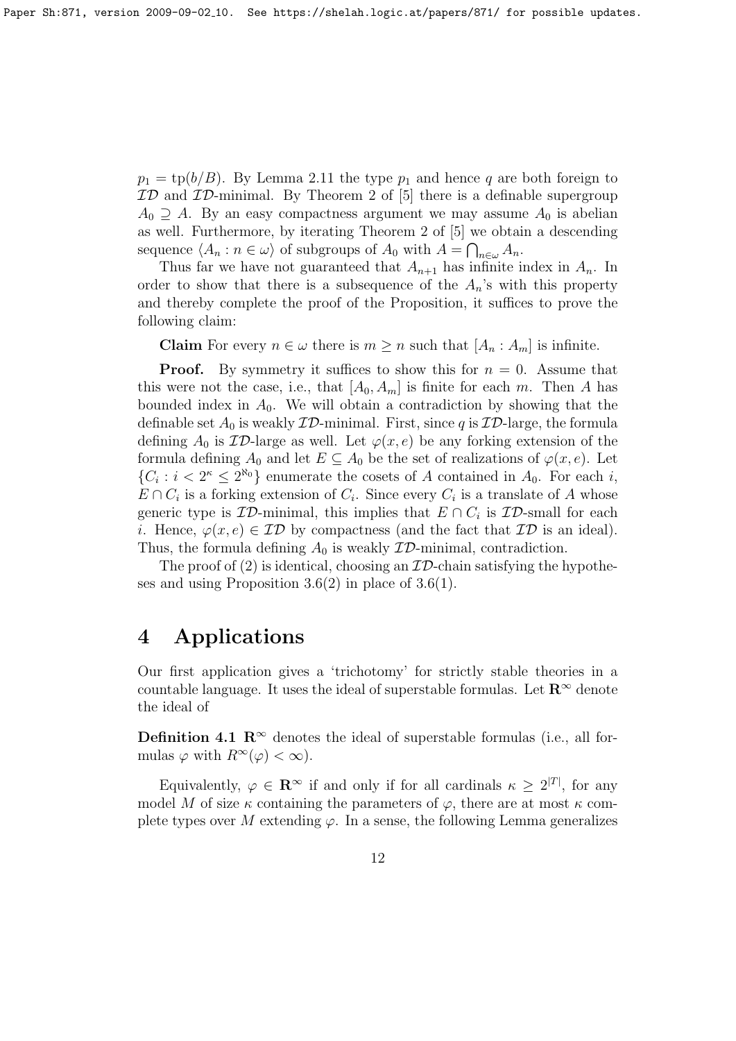$p_1 = \text{tp}(b/B)$. By Lemma 2.11 the type $p_1$ and hence $q$ are both foreign to $\mathcal{ID}$ and $\mathcal{ID}$-minimal. By Theorem 2 of [5] there is a definable supergroup $A_0 \supseteq A$. By an easy compactness argument we may assume $A_0$ is abelian as well. Furthermore, by iterating Theorem 2 of [5] we obtain a descending sequence $\langle A_n : n \in \omega \rangle$ of subgroups of $A_0$ with $A = \bigcap_{n \in \omega} A_n$.

Thus far we have not guaranteed that $A_{n+1}$ has infinite index in $A_n$. In order to show that there is a subsequence of the $A_n$'s with this property and thereby complete the proof of the Proposition, it suffices to prove the following claim:

**Claim** For every $n \in \omega$ there is $m \geq n$ such that $[A_n : A_m]$ is infinite.

**Proof.** By symmetry it suffices to show this for $n = 0$. Assume that this were not the case, i.e., that $[A_0, A_m]$ is finite for each $m$. Then $A$ has bounded index in $A_0$. We will obtain a contradiction by showing that the definable set $A_0$ is weakly $\mathcal{ID}$-minimal. First, since $q$ is $\mathcal{ID}$-large, the formula defining $A_0$ is $\mathcal{ID}$-large as well. Let $\varphi(x, e)$ be any forking extension of the formula defining $A_0$ and let $E \subseteq A_0$ be the set of realizations of $\varphi(x, e)$. Let $\{C_i : i < 2^\kappa \leq 2^{\aleph_0}\}$ enumerate the cosets of $A$ contained in $A_0$. For each $i$, $E \cap C_i$ is a forking extension of $C_i$. Since every $C_i$ is a translate of $A$ whose generic type is $\mathcal{ID}$-minimal, this implies that $E \cap C_i$ is $\mathcal{ID}$-small for each $i$. Hence, $\varphi(x, e) \in \mathcal{ID}$ by compactness (and the fact that $\mathcal{ID}$ is an ideal). Thus, the formula defining $A_0$ is weakly $\mathcal{ID}$-minimal, contradiction.

The proof of (2) is identical, choosing an $\mathcal{ID}$-chain satisfying the hypotheses and using Proposition 3.6(2) in place of 3.6(1).

# 4 Applications

Our first application gives a 'trichotomy' for strictly stable theories in a countable language. It uses the ideal of superstable formulas. Let $\mathbf{R}^\infty$ denote the ideal of

**Definition 4.1** $\mathbf{R}^\infty$ denotes the ideal of superstable formulas (i.e., all formulas $\varphi$ with $R^\infty(\varphi) < \infty$).

Equivalently, $\varphi \in \mathbf{R}^\infty$ if and only if for all cardinals $\kappa \geq 2^{|T|}$, for any model $M$ of size $\kappa$ containing the parameters of $\varphi$, there are at most $\kappa$ complete types over $M$ extending $\varphi$. In a sense, the following Lemma generalizes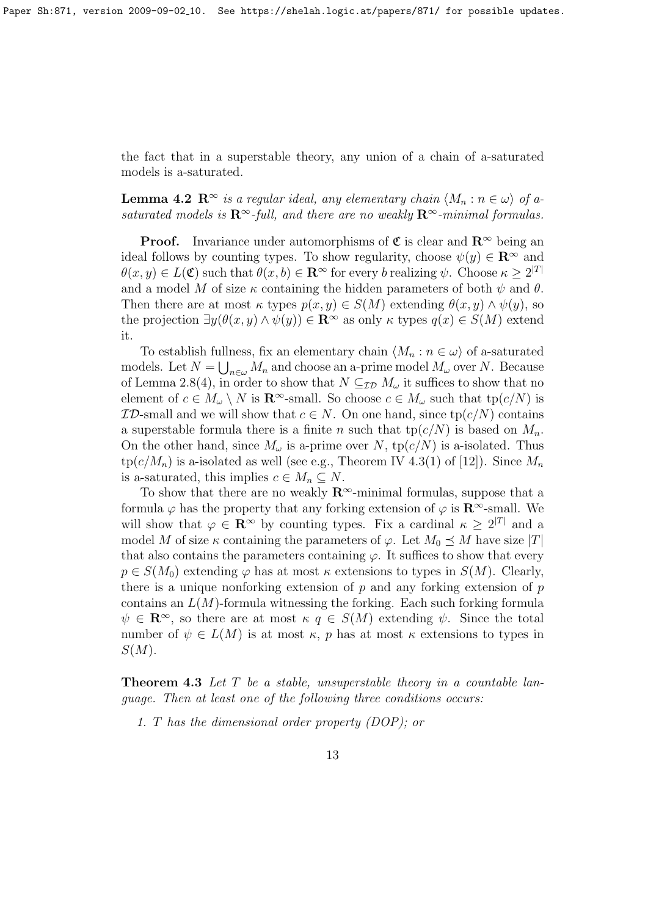the fact that in a superstable theory, any union of a chain of a-saturated models is a-saturated.

**Lemma 4.2** *$\mathbf{R}^\infty$ is a regular ideal, any elementary chain $\langle M_n : n \in \omega \rangle$ of a-saturated models is $\mathbf{R}^\infty$-full, and there are no weakly $\mathbf{R}^\infty$-minimal formulas.*

**Proof.** Invariance under automorphisms of $\mathfrak{C}$ is clear and $\mathbf{R}^\infty$ being an ideal follows by counting types. To show regularity, choose $\psi(y) \in \mathbf{R}^\infty$ and $\theta(x, y) \in L(\mathfrak{C})$ such that $\theta(x, b) \in \mathbf{R}^\infty$ for every $b$ realizing $\psi$. Choose $\kappa \geq 2^{|T|}$ and a model $M$ of size $\kappa$ containing the hidden parameters of both $\psi$ and $\theta$. Then there are at most $\kappa$ types $p(x, y) \in S(M)$ extending $\theta(x, y) \wedge \psi(y)$, so the projection $\exists y(\theta(x, y) \wedge \psi(y)) \in \mathbf{R}^\infty$ as only $\kappa$ types $q(x) \in S(M)$ extend it.

To establish fullness, fix an elementary chain $\langle M_n : n \in \omega \rangle$ of a-saturated models. Let $N = \bigcup_{n \in \omega} M_n$ and choose an a-prime model $M_\omega$ over $N$. Because of Lemma 2.8(4), in order to show that $N \subseteq_{\mathcal{ID}} M_\omega$ it suffices to show that no element of $c \in M_\omega \setminus N$ is $\mathbf{R}^\infty$-small. So choose $c \in M_\omega$ such that $\text{tp}(c/N)$ is $\mathcal{ID}$-small and we will show that $c \in N$. On one hand, since $\text{tp}(c/N)$ contains a superstable formula there is a finite $n$ such that $\text{tp}(c/N)$ is based on $M_n$. On the other hand, since $M_\omega$ is a-prime over $N$, $\text{tp}(c/N)$ is a-isolated. Thus $\text{tp}(c/M_n)$ is a-isolated as well (see e.g., Theorem IV 4.3(1) of [12]). Since $M_n$ is a-saturated, this implies $c \in M_n \subseteq N$.

To show that there are no weakly $\mathbf{R}^\infty$-minimal formulas, suppose that a formula $\varphi$ has the property that any forking extension of $\varphi$ is $\mathbf{R}^\infty$-small. We will show that $\varphi \in \mathbf{R}^\infty$ by counting types. Fix a cardinal $\kappa \geq 2^{|T|}$ and a model $M$ of size $\kappa$ containing the parameters of $\varphi$. Let $M_0 \preceq M$ have size $|T|$ that also contains the parameters containing $\varphi$. It suffices to show that every $p \in S(M_0)$ extending $\varphi$ has at most $\kappa$ extensions to types in $S(M)$. Clearly, there is a unique nonforking extension of $p$ and any forking extension of $p$ contains an $L(M)$-formula witnessing the forking. Each such forking formula $\psi \in \mathbf{R}^\infty$, so there are at most $\kappa$ $q \in S(M)$ extending $\psi$. Since the total number of $\psi \in L(M)$ is at most $\kappa$, $p$ has at most $\kappa$ extensions to types in $S(M)$.

**Theorem 4.3** *Let $T$ be a stable, unsuperstable theory in a countable language. Then at least one of the following three conditions occurs:*

1. *$T$ has the dimensional order property (DOP); or*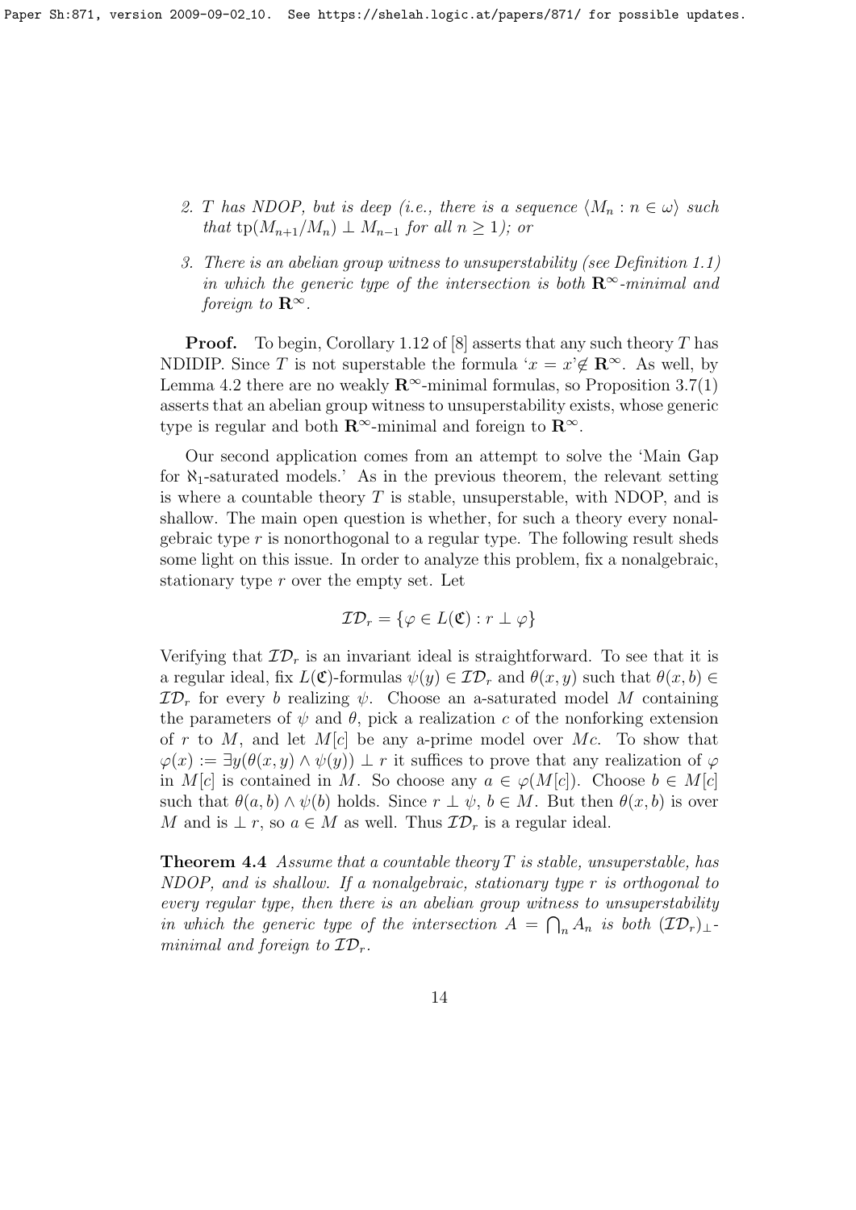2. $T$ has NDOP, but is deep (i.e., there is a sequence $\langle M_n : n \in \omega \rangle$ such that $\mathrm{tp}(M_{n+1}/M_n) \perp M_{n-1}$ for all $n \geq 1$); or
3. There is an abelian group witness to unsuperstability (see Definition 1.1) in which the generic type of the intersection is both $\mathbf{R}^\infty$-minimal and foreign to $\mathbf{R}^\infty$.

**Proof.** To begin, Corollary 1.12 of [8] asserts that any such theory $T$ has NDIDIP. Since $T$ is not superstable the formula '$x = x$'$\notin \mathbf{R}^\infty$. As well, by Lemma 4.2 there are no weakly $\mathbf{R}^\infty$-minimal formulas, so Proposition 3.7(1) asserts that an abelian group witness to unsuperstability exists, whose generic type is regular and both $\mathbf{R}^\infty$-minimal and foreign to $\mathbf{R}^\infty$.

Our second application comes from an attempt to solve the 'Main Gap for $\aleph_1$-saturated models.' As in the previous theorem, the relevant setting is where a countable theory $T$ is stable, unsuperstable, with NDOP, and is shallow. The main open question is whether, for such a theory every nonalgebraic type $r$ is nonorthogonal to a regular type. The following result sheds some light on this issue. In order to analyze this problem, fix a nonalgebraic, stationary type $r$ over the empty set. Let

$$\mathcal{ID}_r = \{\varphi \in L(\mathfrak{C}) : r \perp \varphi\}$$

Verifying that $\mathcal{ID}_r$ is an invariant ideal is straightforward. To see that it is a regular ideal, fix $L(\mathfrak{C})$-formulas $\psi(y) \in \mathcal{ID}_r$ and $\theta(x, y)$ such that $\theta(x, b) \in \mathcal{ID}_r$ for every $b$ realizing $\psi$. Choose an a-saturated model $M$ containing the parameters of $\psi$ and $\theta$, pick a realization $c$ of the nonforking extension of $r$ to $M$, and let $M[c]$ be any a-prime model over $Mc$. To show that $\varphi(x) := \exists y(\theta(x, y) \wedge \psi(y)) \perp r$ it suffices to prove that any realization of $\varphi$ in $M[c]$ is contained in $M$. So choose any $a \in \varphi(M[c])$. Choose $b \in M[c]$ such that $\theta(a, b) \wedge \psi(b)$ holds. Since $r \perp \psi$, $b \in M$. But then $\theta(x, b)$ is over $M$ and is $\perp r$, so $a \in M$ as well. Thus $\mathcal{ID}_r$ is a regular ideal.

**Theorem 4.4** *Assume that a countable theory $T$ is stable, unsuperstable, has NDOP, and is shallow. If a nonalgebraic, stationary type $r$ is orthogonal to every regular type, then there is an abelian group witness to unsuperstability in which the generic type of the intersection $A = \bigcap_n A_n$ is both $(\mathcal{ID}_r)_\perp$-minimal and foreign to $\mathcal{ID}_r$.*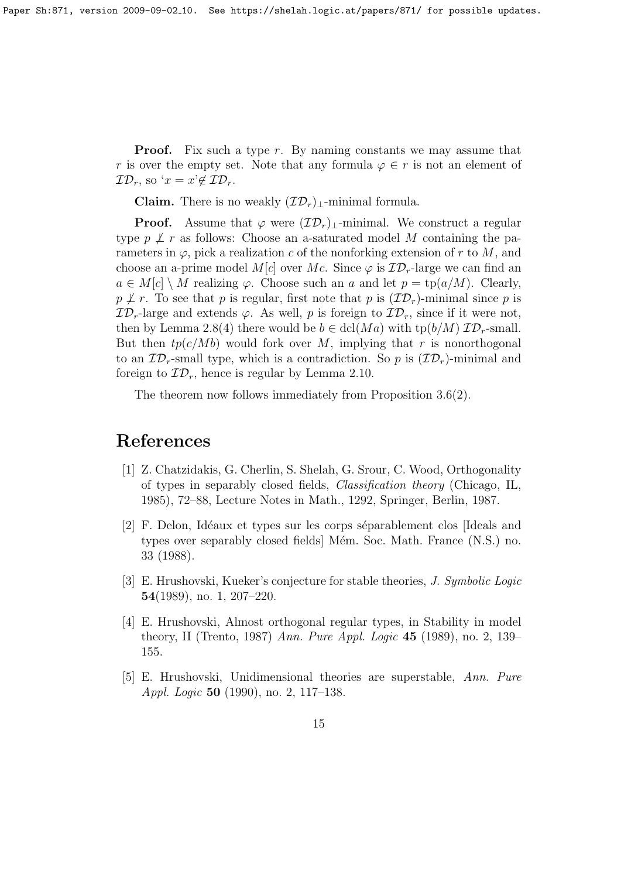**Proof.** Fix such a type $r$. By naming constants we may assume that $r$ is over the empty set. Note that any formula $\varphi \in r$ is not an element of $\mathcal{ID}_r$, so '$x = x$'$\notin \mathcal{ID}_r$.

**Claim.** There is no weakly $(\mathcal{ID}_r)_\perp$-minimal formula.

**Proof.** Assume that $\varphi$ were $(\mathcal{ID}_r)_\perp$-minimal. We construct a regular type $p \not\perp r$ as follows: Choose an a-saturated model $M$ containing the parameters in $\varphi$, pick a realization $c$ of the nonforking extension of $r$ to $M$, and choose an a-prime model $M[c]$ over $Mc$. Since $\varphi$ is $\mathcal{ID}_r$-large we can find an $a \in M[c] \setminus M$ realizing $\varphi$. Choose such an $a$ and let $p = \text{tp}(a/M)$. Clearly, $p \not\perp r$. To see that $p$ is regular, first note that $p$ is $(\mathcal{ID}_r)$-minimal since $p$ is $\mathcal{ID}_r$-large and extends $\varphi$. As well, $p$ is foreign to $\mathcal{ID}_r$, since if it were not, then by Lemma 2.8(4) there would be $b \in \text{dcl}(Ma)$ with $\text{tp}(b/M)$ $\mathcal{ID}_r$-small. But then $tp(c/Mb)$ would fork over $M$, implying that $r$ is nonorthogonal to an $\mathcal{ID}_r$-small type, which is a contradiction. So $p$ is $(\mathcal{ID}_r)$-minimal and foreign to $\mathcal{ID}_r$, hence is regular by Lemma 2.10.

The theorem now follows immediately from Proposition 3.6(2).

# References

[1] Z. Chatzidakis, G. Cherlin, S. Shelah, G. Srour, C. Wood, Orthogonality of types in separably closed fields, *Classification theory* (Chicago, IL, 1985), 72–88, Lecture Notes in Math., 1292, Springer, Berlin, 1987.

[2] F. Delon, Idéaux et types sur les corps séparablement clos [Ideals and types over separably closed fields] Mém. Soc. Math. France (N.S.) no. 33 (1988).

[3] E. Hrushovski, Kueker's conjecture for stable theories, *J. Symbolic Logic* **54**(1989), no. 1, 207–220.

[4] E. Hrushovski, Almost orthogonal regular types, in Stability in model theory, II (Trento, 1987) *Ann. Pure Appl. Logic* **45** (1989), no. 2, 139–155.

[5] E. Hrushovski, Unidimensional theories are superstable, *Ann. Pure Appl. Logic* **50** (1990), no. 2, 117–138.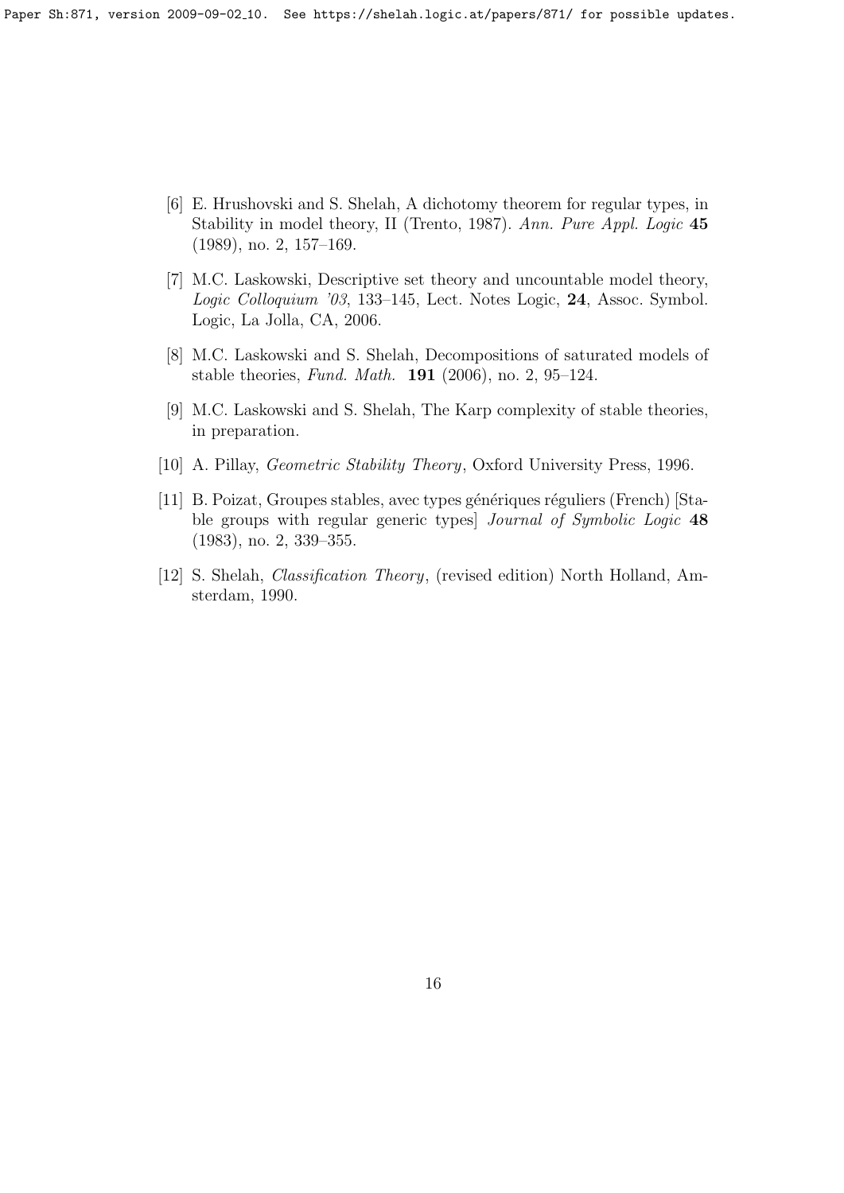[6] E. Hrushovski and S. Shelah, A dichotomy theorem for regular types, in Stability in model theory, II (Trento, 1987). *Ann. Pure Appl. Logic* **45** (1989), no. 2, 157–169.

[7] M.C. Laskowski, Descriptive set theory and uncountable model theory, *Logic Colloquium '03*, 133–145, Lect. Notes Logic, **24**, Assoc. Symbol. Logic, La Jolla, CA, 2006.

[8] M.C. Laskowski and S. Shelah, Decompositions of saturated models of stable theories, *Fund. Math.* **191** (2006), no. 2, 95–124.

[9] M.C. Laskowski and S. Shelah, The Karp complexity of stable theories, in preparation.

[10] A. Pillay, *Geometric Stability Theory*, Oxford University Press, 1996.

[11] B. Poizat, Groupes stables, avec types génériques réguliers (French) [Stable groups with regular generic types] *Journal of Symbolic Logic* **48** (1983), no. 2, 339–355.

[12] S. Shelah, *Classification Theory*, (revised edition) North Holland, Amsterdam, 1990.